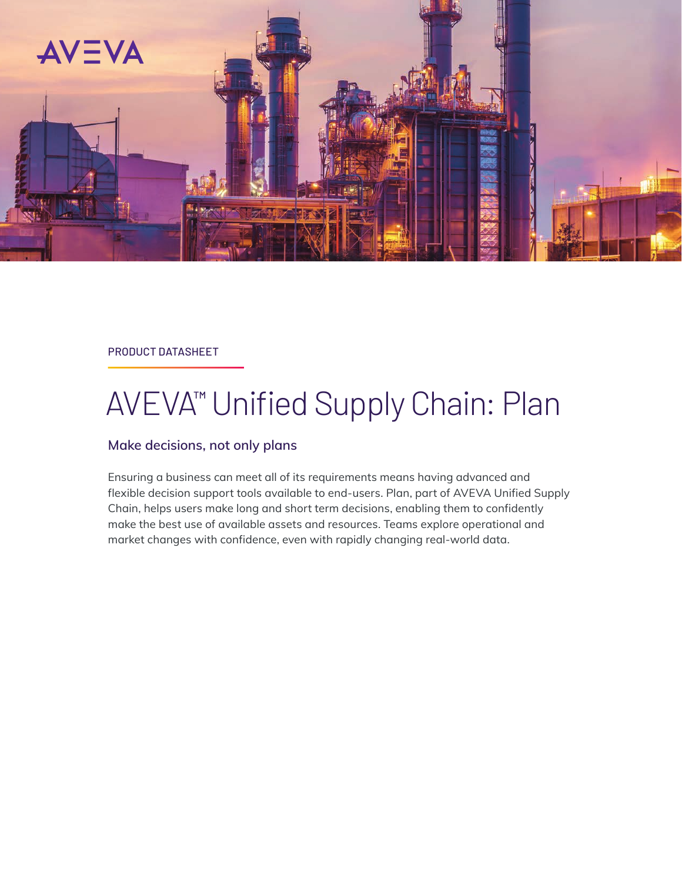AVEVA

PRODUCT DATASHEET

# AVEVA™ Unified Supply Chain: Plan

## Make decisions, not only plans

Ensuring a business can meet all of its requirements means having advanced and flexible decision support tools available to end-users. Plan, part of AVEVA Unified Supply Chain, helps users make long and short term decisions, enabling them to confidently make the best use of available assets and resources. Teams explore operational and market changes with confidence, even with rapidly changing real-world data.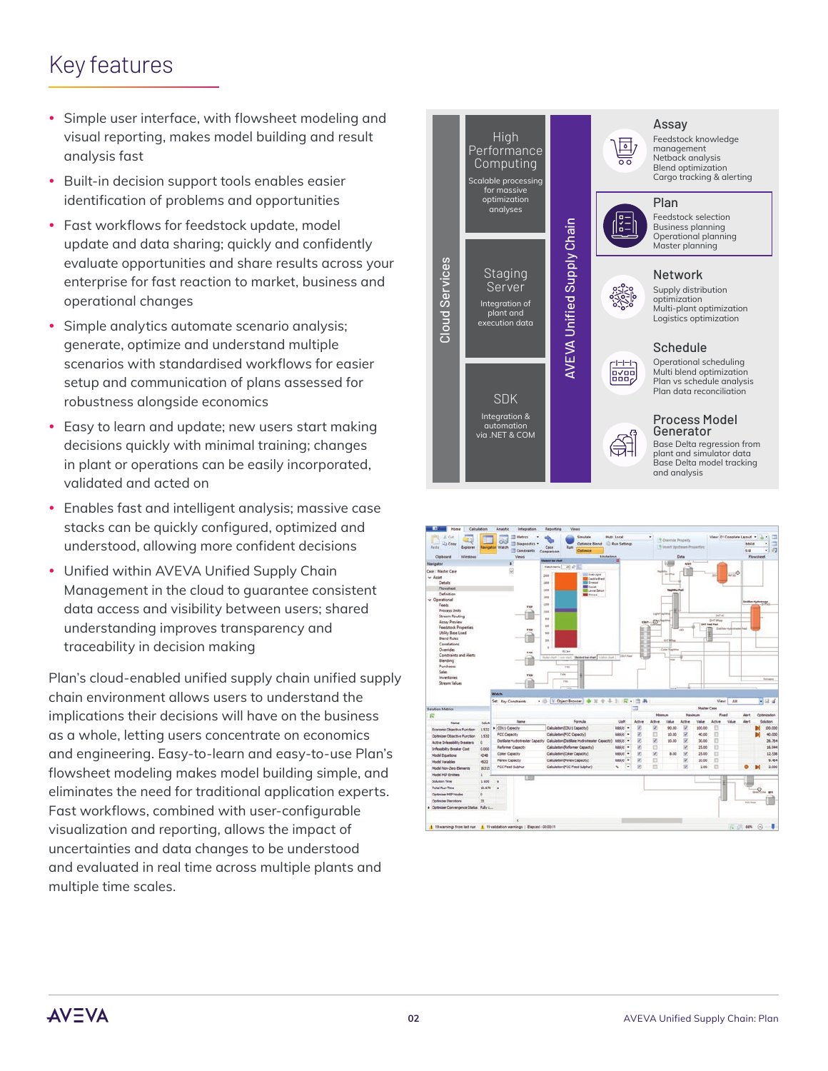# Key features

- Simple user interface, with flowsheet modeling and visual reporting, makes model building and result analysis fast
- Built-in decision support tools enables easier identification of problems and opportunities
- Fast workflows for feedstock update, model update and data sharing; quickly and confidently evaluate opportunities and share results across your enterprise for fast reaction to market, business and operational changes
- Simple analytics automate scenario analysis; generate, optimize and understand multiple scenarios with standardised workflows for easier setup and communication of plans assessed for robustness alongside economics
- Easy to learn and update; new users start making decisions quickly with minimal training; changes in plant or operations can be easily incorporated, validated and acted on
- Enables fast and intelligent analysis; massive case stacks can be quickly configured, optimized and understood, allowing more confident decisions
- Unified within AVEVA Unified Supply Chain Management in the cloud to guarantee consistent data access and visibility between users; shared understanding improves transparency and traceability in decision making

Plan's cloud-enabled unified supply chain unified supply chain environment allows users to understand the implications their decisions will have on the business as a whole, letting users concentrate on economics and engineering. Easy-to-learn and easy-to-use Plan's flowsheet modeling makes model building simple, and eliminates the need for traditional application experts. Fast workflows, combined with user-configurable visualization and reporting, allows the impact of uncertainties and data changes to be understood and evaluated in real time across multiple plants and multiple time scales.

**Cloud Services**

- **High Performance Computing** – Scalable processing for massive optimization analyses
- **Staging Server** – Integration of plant and execution data
- **SDK** – Integration & automation via .NET & COM

**AVEVA Unified Supply Chain**

- **Assay** – Feedstock knowledge management; Netback analysis; Blend optimization; Cargo tracking & alerting
- **Plan** – Feedstock selection; Business planning; Operational planning; Master planning
- **Network** – Supply distribution optimization; Multi-plant optimization; Logistics optimization
- **Schedule** – Operational scheduling; Multi blend optimization; Plan vs schedule analysis; Plan data reconciliation
- **Process Model Generator** – Base Delta regression from plant and simulator data; Base Delta model tracking and analysis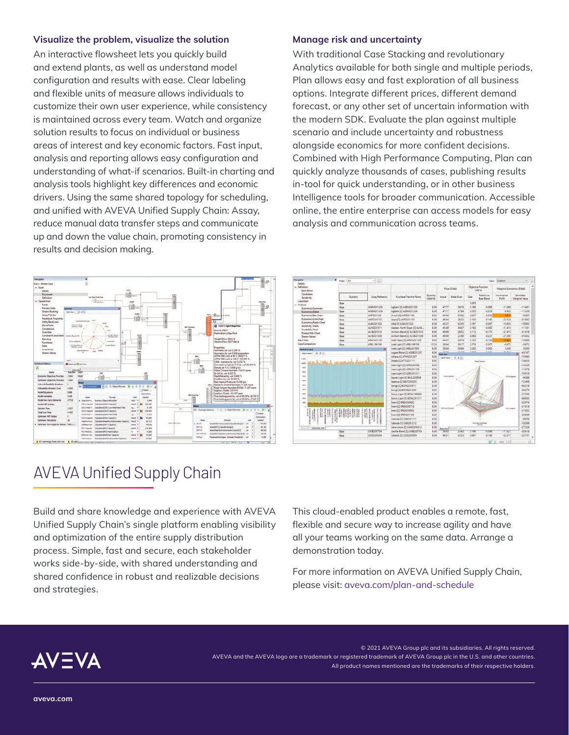### Visualize the problem, visualize the solution

An interactive flowsheet lets you quickly build and extend plants, as well as understand model configuration and results with ease. Clear labeling and flexible units of measure allows individuals to customize their own user experience, while consistency is maintained across every team. Watch and organize solution results to focus on individual or business areas of interest and key economic factors. Fast input, analysis and reporting allows easy configuration and understanding of what-if scenarios. Built-in charting and analysis tools highlight key differences and economic drivers. Using the same shared topology for scheduling, and unified with AVEVA Unified Supply Chain: Assay, reduce manual data transfer steps and communicate up and down the value chain, promoting consistency in results and decision making.

### Manage risk and uncertainty

With traditional Case Stacking and revolutionary Analytics available for both single and multiple periods, Plan allows easy and fast exploration of all business options. Integrate different prices, different demand forecast, or any other set of uncertain information with the modern SDK. Evaluate the plan against multiple scenario and include uncertainty and robustness alongside economics for more confident decisions. Combined with High Performance Computing, Plan can quickly analyze thousands of cases, publishing results in-tool for quick understanding, or in other business Intelligence tools for broader communication. Accessible online, the entire enterprise can access models for easy analysis and communication across teams.

# AVEVA Unified Supply Chain

Build and share knowledge and experience with AVEVA Unified Supply Chain's single platform enabling visibility and optimization of the entire supply distribution process. Simple, fast and secure, each stakeholder works side-by-side, with shared understanding and shared confidence in robust and realizable decisions and strategies.

This cloud-enabled product enables a remote, fast, flexible and secure way to increase agility and have all your teams working on the same data. Arrange a demonstration today.

For more information on AVEVA Unified Supply Chain, please visit: aveva.com/plan-and-schedule

AVEVA

© 2021 AVEVA Group plc and its subsidiaries. All rights reserved.
AVEVA and the AVEVA logo are a trademark or registered trademark of AVEVA Group plc in the U.S. and other countries.
All product names mentioned are the trademarks of their respective holders.

aveva.com